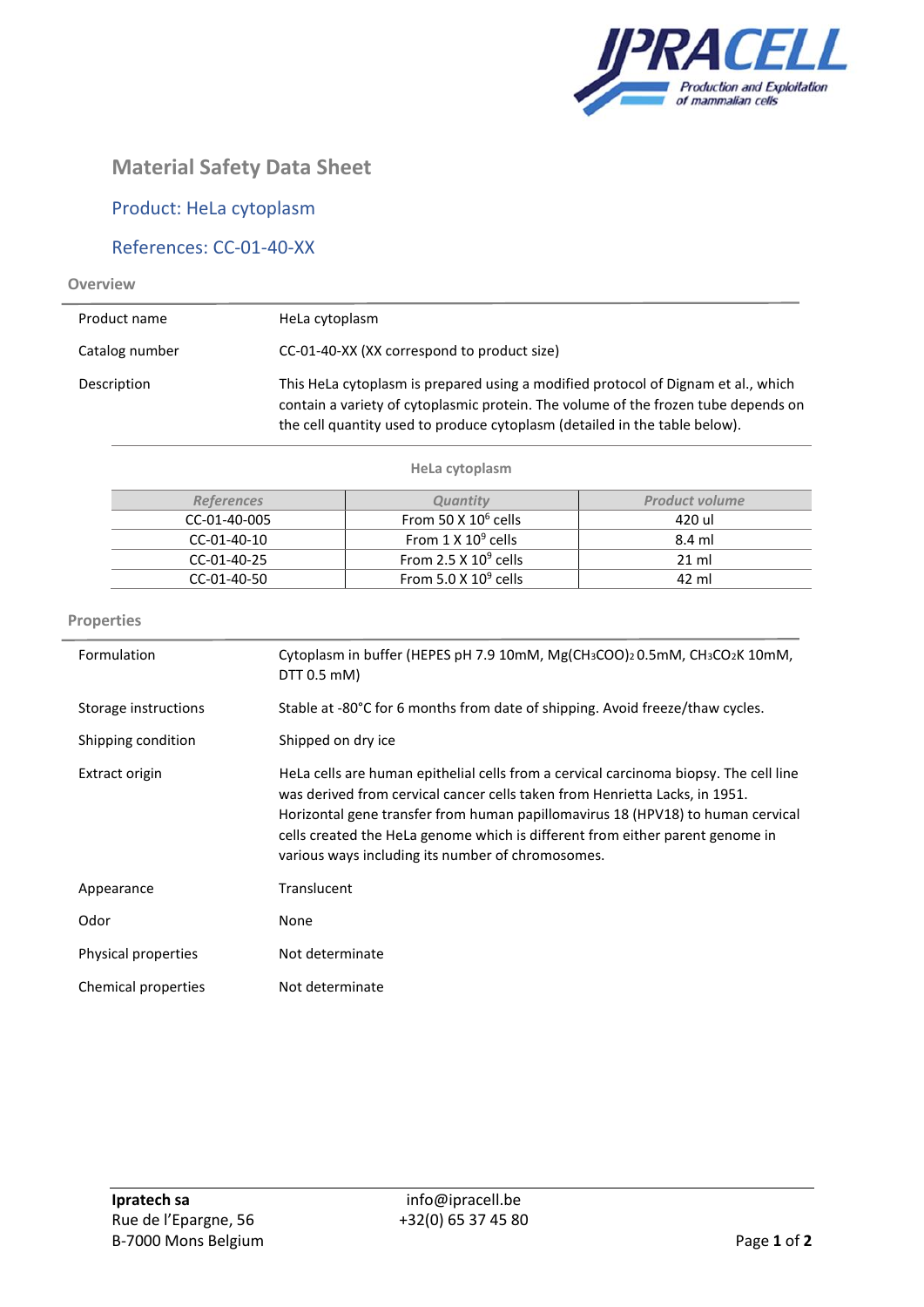# Material Safety Data Sheet

## Product: HeLa cytoplasm

## References: CC-01-40-XX

### Overview

| | |
|---|---|
| Product name | HeLa cytoplasm |
| Catalog number | CC-01-40-XX (XX correspond to product size) |
| Description | This HeLa cytoplasm is prepared using a modified protocol of Dignam et al., which contain a variety of cytoplasmic protein. The volume of the frozen tube depends on the cell quantity used to produce cytoplasm (detailed in the table below). |

**HeLa cytoplasm**

| References | Quantity | Product volume |
|---|---|---|
| CC-01-40-005 | From 50 X $10^6$ cells | 420 ul |
| CC-01-40-10 | From 1 X $10^9$ cells | 8.4 ml |
| CC-01-40-25 | From 2.5 X $10^9$ cells | 21 ml |
| CC-01-40-50 | From 5.0 X $10^9$ cells | 42 ml |

### Properties

| | |
|---|---|
| Formulation | Cytoplasm in buffer (HEPES pH 7.9 10mM, $Mg(CH_3COO)_2$ 0.5mM, $CH_3CO_2K$ 10mM, DTT 0.5 mM) |
| Storage instructions | Stable at -80°C for 6 months from date of shipping. Avoid freeze/thaw cycles. |
| Shipping condition | Shipped on dry ice |
| Extract origin | HeLa cells are human epithelial cells from a cervical carcinoma biopsy. The cell line was derived from cervical cancer cells taken from Henrietta Lacks, in 1951. Horizontal gene transfer from human papillomavirus 18 (HPV18) to human cervical cells created the HeLa genome which is different from either parent genome in various ways including its number of chromosomes. |
| Appearance | Translucent |
| Odor | None |
| Physical properties | Not determinate |
| Chemical properties | Not determinate |

**Ipratech sa**
Rue de l'Epargne, 56
B-7000 Mons Belgium

info@ipracell.be
+32(0) 65 37 45 80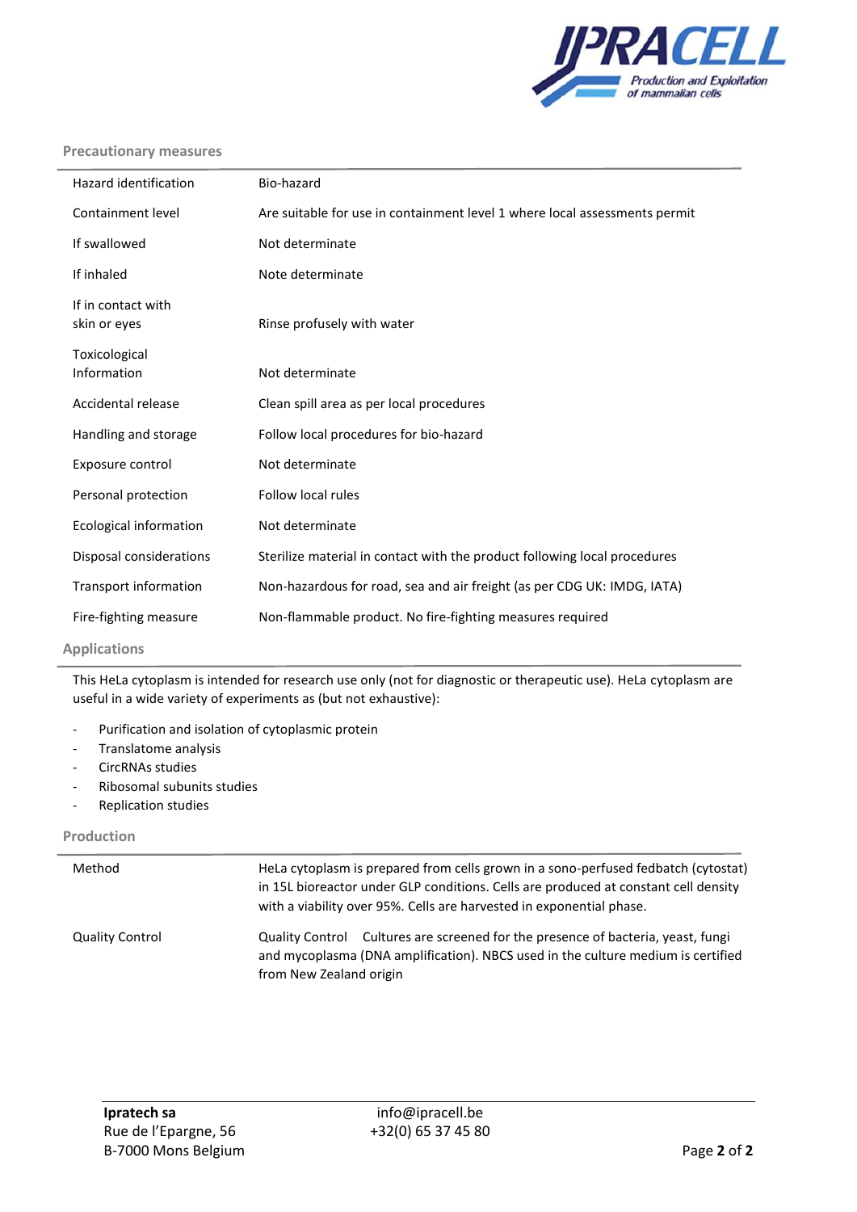## Precautionary measures

| | |
|---|---|
| Hazard identification | Bio-hazard |
| Containment level | Are suitable for use in containment level 1 where local assessments permit |
| If swallowed | Not determinate |
| If inhaled | Note determinate |
| If in contact with skin or eyes | Rinse profusely with water |
| Toxicological Information | Not determinate |
| Accidental release | Clean spill area as per local procedures |
| Handling and storage | Follow local procedures for bio-hazard |
| Exposure control | Not determinate |
| Personal protection | Follow local rules |
| Ecological information | Not determinate |
| Disposal considerations | Sterilize material in contact with the product following local procedures |
| Transport information | Non-hazardous for road, sea and air freight (as per CDG UK: IMDG, IATA) |
| Fire-fighting measure | Non-flammable product. No fire-fighting measures required |

## Applications

This HeLa cytoplasm is intended for research use only (not for diagnostic or therapeutic use). HeLa cytoplasm are useful in a wide variety of experiments as (but not exhaustive):

- Purification and isolation of cytoplasmic protein
- Translatome analysis
- CircRNAs studies
- Ribosomal subunits studies
- Replication studies

## Production

| | |
|---|---|
| Method | HeLa cytoplasm is prepared from cells grown in a sono-perfused fedbatch (cytostat) in 15L bioreactor under GLP conditions. Cells are produced at constant cell density with a viability over 95%. Cells are harvested in exponential phase. |
| Quality Control | Quality Control Cultures are screened for the presence of bacteria, yeast, fungi and mycoplasma (DNA amplification). NBCS used in the culture medium is certified from New Zealand origin |

**Ipratech sa**
Rue de l'Epargne, 56
B-7000 Mons Belgium

info@ipracell.be
+32(0) 65 37 45 80